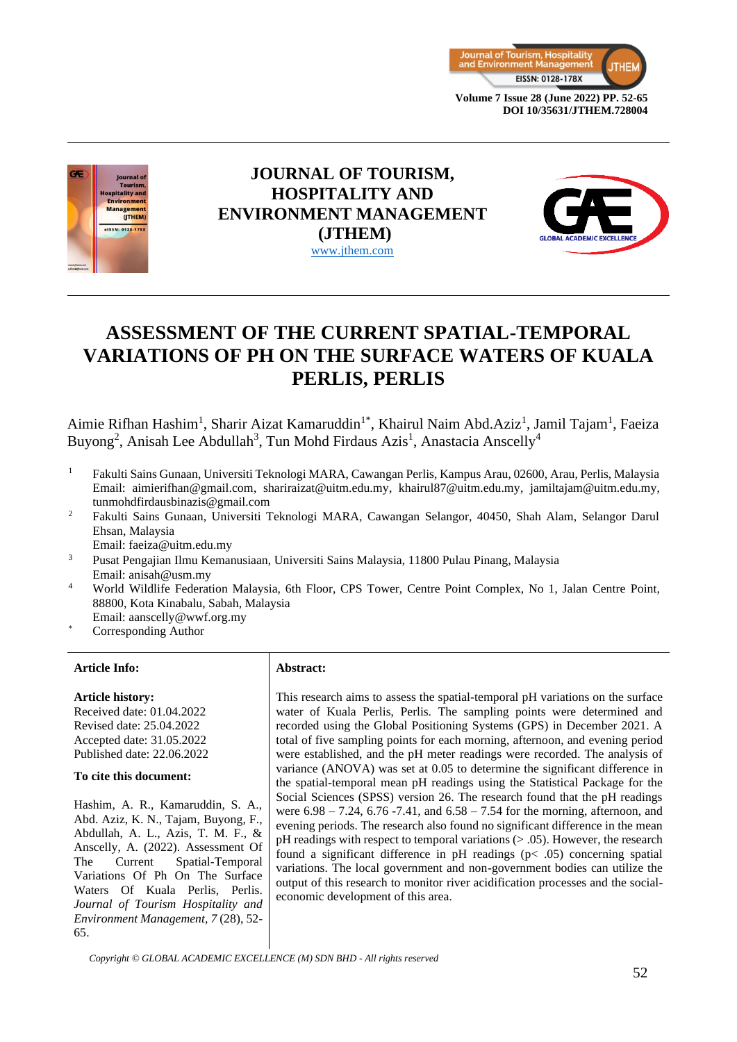**JOURNAL OF TOURISM, HOSPITALITY AND ENVIRONMENT MANAGEMENT (JTHEM)**
www.jthem.com

# ASSESSMENT OF THE CURRENT SPATIAL-TEMPORAL VARIATIONS OF PH ON THE SURFACE WATERS OF KUALA PERLIS, PERLIS

Aimie Rifhan Hashim[1], Sharir Aizat Kamaruddin[1*], Khairul Naim Abd.Aziz[1], Jamil Tajam[1], Faeiza Buyong[2], Anisah Lee Abdullah[3], Tun Mohd Firdaus Azis[1], Anastacia Anscelly[4]

[1] Fakulti Sains Gunaan, Universiti Teknologi MARA, Cawangan Perlis, Kampus Arau, 02600, Arau, Perlis, Malaysia
Email: aimierifhan@gmail.com, shariraizat@uitm.edu.my, khairul87@uitm.edu.my, jamiltajam@uitm.edu.my, tunmohdfirdausbinazis@gmail.com

[2] Fakulti Sains Gunaan, Universiti Teknologi MARA, Cawangan Selangor, 40450, Shah Alam, Selangor Darul Ehsan, Malaysia
Email: faeiza@uitm.edu.my

[3] Pusat Pengajian Ilmu Kemanusiaan, Universiti Sains Malaysia, 11800 Pulau Pinang, Malaysia
Email: anisah@usm.my

[4] World Wildlife Federation Malaysia, 6th Floor, CPS Tower, Centre Point Complex, No 1, Jalan Centre Point, 88800, Kota Kinabalu, Sabah, Malaysia
Email: aanscelly@wwf.org.my

[*] Corresponding Author

**Article Info:**

**Article history:**
Received date: 01.04.2022
Revised date: 25.04.2022
Accepted date: 31.05.2022
Published date: 22.06.2022

**To cite this document:**

Hashim, A. R., Kamaruddin, S. A., Abd. Aziz, K. N., Tajam, Buyong, F., Abdullah, A. L., Azis, T. M. F., & Anscelly, A. (2022). Assessment Of The Current Spatial-Temporal Variations Of Ph On The Surface Waters Of Kuala Perlis, Perlis. *Journal of Tourism Hospitality and Environment Management, 7* (28), 52-65.

**Abstract:**

This research aims to assess the spatial-temporal pH variations on the surface water of Kuala Perlis, Perlis. The sampling points were determined and recorded using the Global Positioning Systems (GPS) in December 2021. A total of five sampling points for each morning, afternoon, and evening period were established, and the pH meter readings were recorded. The analysis of variance (ANOVA) was set at 0.05 to determine the significant difference in the spatial-temporal mean pH readings using the Statistical Package for the Social Sciences (SPSS) version 26. The research found that the pH readings were 6.98 – 7.24, 6.76 -7.41, and 6.58 – 7.54 for the morning, afternoon, and evening periods. The research also found no significant difference in the mean pH readings with respect to temporal variations (> .05). However, the research found a significant difference in pH readings (p< .05) concerning spatial variations. The local government and non-government bodies can utilize the output of this research to monitor river acidification processes and the social-economic development of this area.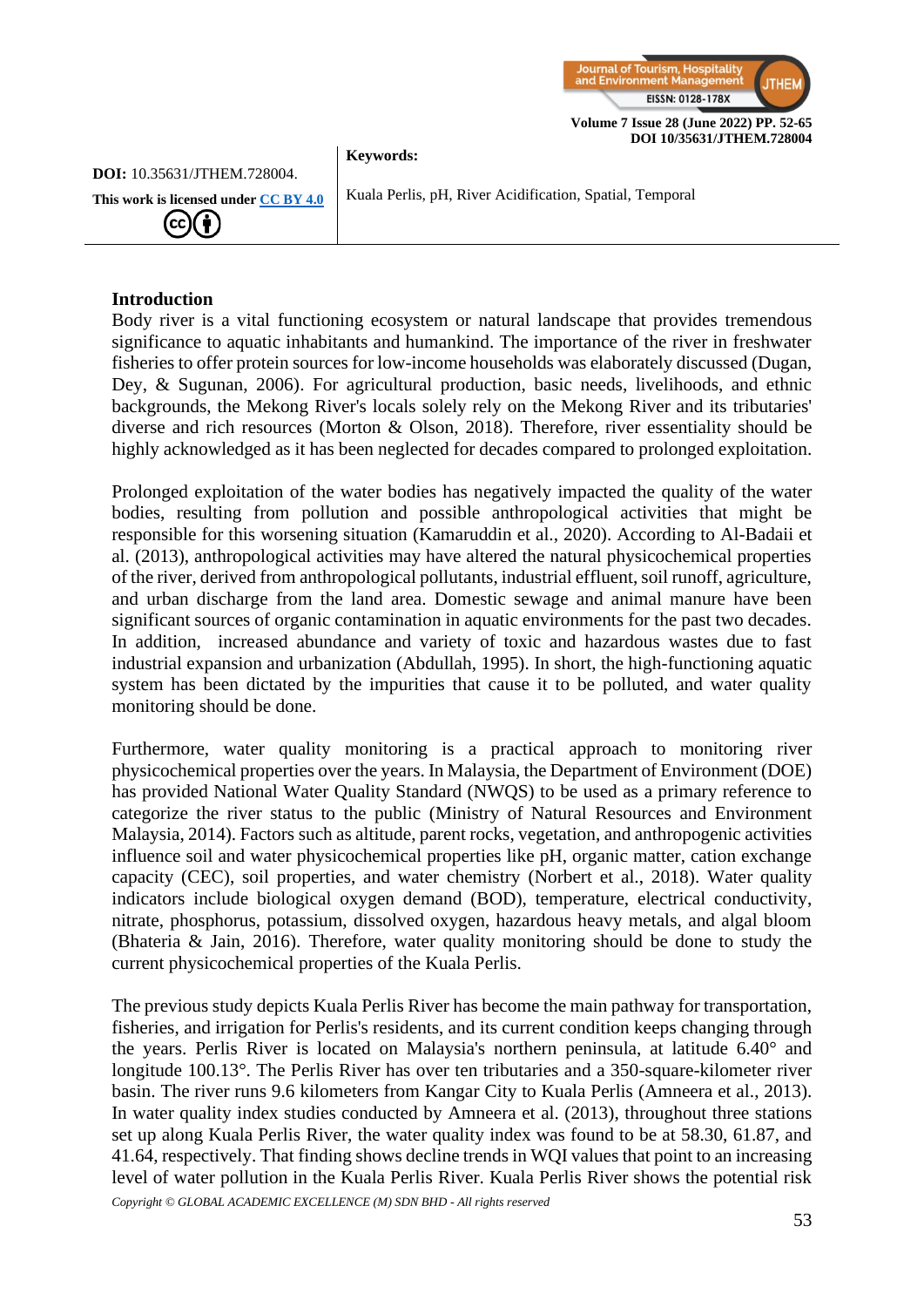**DOI:** 10.35631/JTHEM.728004.

**This work is licensed under** CC BY 4.0

**Keywords:**

Kuala Perlis, pH, River Acidification, Spatial, Temporal

---

## Introduction

Body river is a vital functioning ecosystem or natural landscape that provides tremendous significance to aquatic inhabitants and humankind. The importance of the river in freshwater fisheries to offer protein sources for low-income households was elaborately discussed (Dugan, Dey, & Sugunan, 2006). For agricultural production, basic needs, livelihoods, and ethnic backgrounds, the Mekong River's locals solely rely on the Mekong River and its tributaries' diverse and rich resources (Morton & Olson, 2018). Therefore, river essentiality should be highly acknowledged as it has been neglected for decades compared to prolonged exploitation.

Prolonged exploitation of the water bodies has negatively impacted the quality of the water bodies, resulting from pollution and possible anthropological activities that might be responsible for this worsening situation (Kamaruddin et al., 2020). According to Al-Badaii et al. (2013), anthropological activities may have altered the natural physicochemical properties of the river, derived from anthropological pollutants, industrial effluent, soil runoff, agriculture, and urban discharge from the land area. Domestic sewage and animal manure have been significant sources of organic contamination in aquatic environments for the past two decades. In addition, increased abundance and variety of toxic and hazardous wastes due to fast industrial expansion and urbanization (Abdullah, 1995). In short, the high-functioning aquatic system has been dictated by the impurities that cause it to be polluted, and water quality monitoring should be done.

Furthermore, water quality monitoring is a practical approach to monitoring river physicochemical properties over the years. In Malaysia, the Department of Environment (DOE) has provided National Water Quality Standard (NWQS) to be used as a primary reference to categorize the river status to the public (Ministry of Natural Resources and Environment Malaysia, 2014). Factors such as altitude, parent rocks, vegetation, and anthropogenic activities influence soil and water physicochemical properties like pH, organic matter, cation exchange capacity (CEC), soil properties, and water chemistry (Norbert et al., 2018). Water quality indicators include biological oxygen demand (BOD), temperature, electrical conductivity, nitrate, phosphorus, potassium, dissolved oxygen, hazardous heavy metals, and algal bloom (Bhateria & Jain, 2016). Therefore, water quality monitoring should be done to study the current physicochemical properties of the Kuala Perlis.

The previous study depicts Kuala Perlis River has become the main pathway for transportation, fisheries, and irrigation for Perlis's residents, and its current condition keeps changing through the years. Perlis River is located on Malaysia's northern peninsula, at latitude 6.40° and longitude 100.13°. The Perlis River has over ten tributaries and a 350-square-kilometer river basin. The river runs 9.6 kilometers from Kangar City to Kuala Perlis (Amneera et al., 2013). In water quality index studies conducted by Amneera et al. (2013), throughout three stations set up along Kuala Perlis River, the water quality index was found to be at 58.30, 61.87, and 41.64, respectively. That finding shows decline trends in WQI values that point to an increasing level of water pollution in the Kuala Perlis River. Kuala Perlis River shows the potential risk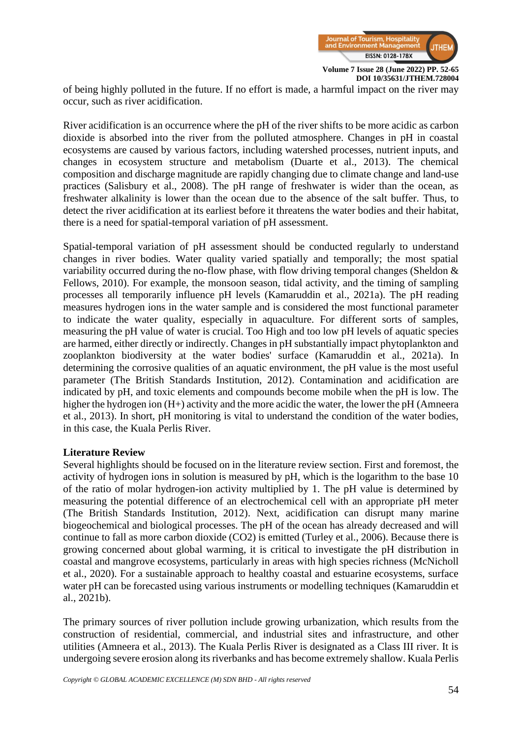of being highly polluted in the future. If no effort is made, a harmful impact on the river may occur, such as river acidification.

River acidification is an occurrence where the pH of the river shifts to be more acidic as carbon dioxide is absorbed into the river from the polluted atmosphere. Changes in pH in coastal ecosystems are caused by various factors, including watershed processes, nutrient inputs, and changes in ecosystem structure and metabolism (Duarte et al., 2013). The chemical composition and discharge magnitude are rapidly changing due to climate change and land-use practices (Salisbury et al., 2008). The pH range of freshwater is wider than the ocean, as freshwater alkalinity is lower than the ocean due to the absence of the salt buffer. Thus, to detect the river acidification at its earliest before it threatens the water bodies and their habitat, there is a need for spatial-temporal variation of pH assessment.

Spatial-temporal variation of pH assessment should be conducted regularly to understand changes in river bodies. Water quality varied spatially and temporally; the most spatial variability occurred during the no-flow phase, with flow driving temporal changes (Sheldon & Fellows, 2010). For example, the monsoon season, tidal activity, and the timing of sampling processes all temporarily influence pH levels (Kamaruddin et al., 2021a). The pH reading measures hydrogen ions in the water sample and is considered the most functional parameter to indicate the water quality, especially in aquaculture. For different sorts of samples, measuring the pH value of water is crucial. Too High and too low pH levels of aquatic species are harmed, either directly or indirectly. Changes in pH substantially impact phytoplankton and zooplankton biodiversity at the water bodies' surface (Kamaruddin et al., 2021a). In determining the corrosive qualities of an aquatic environment, the pH value is the most useful parameter (The British Standards Institution, 2012). Contamination and acidification are indicated by pH, and toxic elements and compounds become mobile when the pH is low. The higher the hydrogen ion ($H^+$) activity and the more acidic the water, the lower the pH (Amneera et al., 2013). In short, pH monitoring is vital to understand the condition of the water bodies, in this case, the Kuala Perlis River.

## Literature Review

Several highlights should be focused on in the literature review section. First and foremost, the activity of hydrogen ions in solution is measured by pH, which is the logarithm to the base 10 of the ratio of molar hydrogen-ion activity multiplied by 1. The pH value is determined by measuring the potential difference of an electrochemical cell with an appropriate pH meter (The British Standards Institution, 2012). Next, acidification can disrupt many marine biogeochemical and biological processes. The pH of the ocean has already decreased and will continue to fall as more carbon dioxide ($CO_2$) is emitted (Turley et al., 2006). Because there is growing concerned about global warming, it is critical to investigate the pH distribution in coastal and mangrove ecosystems, particularly in areas with high species richness (McNicholl et al., 2020). For a sustainable approach to healthy coastal and estuarine ecosystems, surface water pH can be forecasted using various instruments or modelling techniques (Kamaruddin et al., 2021b).

The primary sources of river pollution include growing urbanization, which results from the construction of residential, commercial, and industrial sites and infrastructure, and other utilities (Amneera et al., 2013). The Kuala Perlis River is designated as a Class III river. It is undergoing severe erosion along its riverbanks and has become extremely shallow. Kuala Perlis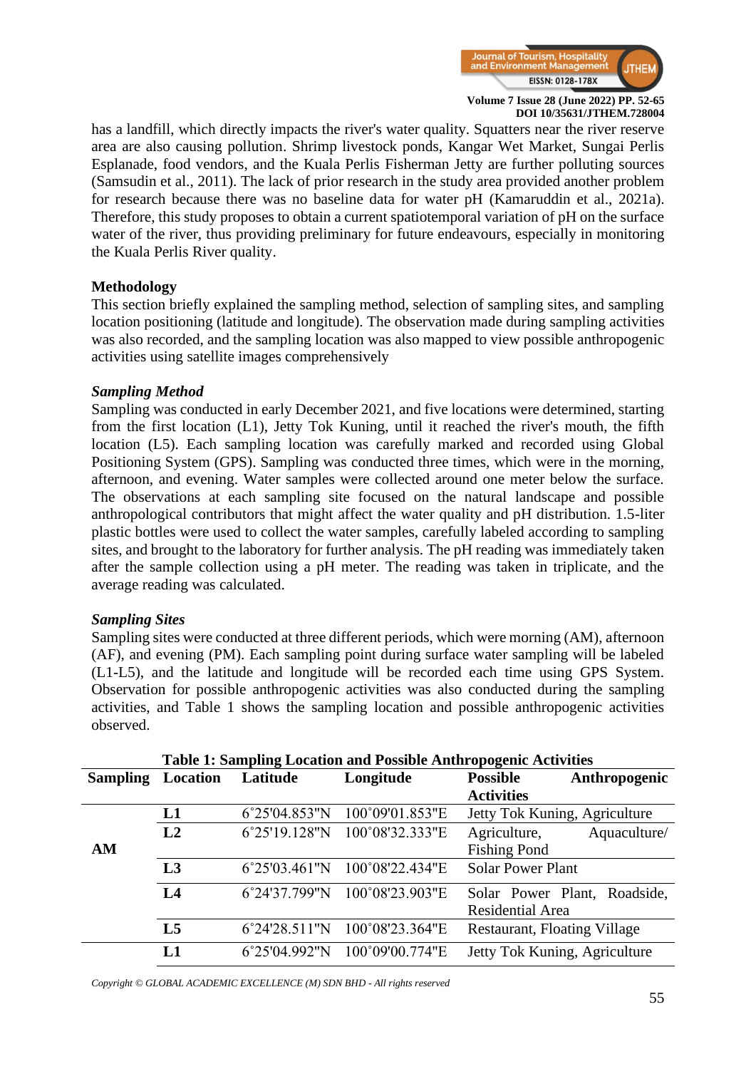has a landfill, which directly impacts the river's water quality. Squatters near the river reserve area are also causing pollution. Shrimp livestock ponds, Kangar Wet Market, Sungai Perlis Esplanade, food vendors, and the Kuala Perlis Fisherman Jetty are further polluting sources (Samsudin et al., 2011). The lack of prior research in the study area provided another problem for research because there was no baseline data for water pH (Kamaruddin et al., 2021a). Therefore, this study proposes to obtain a current spatiotemporal variation of pH on the surface water of the river, thus providing preliminary for future endeavours, especially in monitoring the Kuala Perlis River quality.

## Methodology

This section briefly explained the sampling method, selection of sampling sites, and sampling location positioning (latitude and longitude). The observation made during sampling activities was also recorded, and the sampling location was also mapped to view possible anthropogenic activities using satellite images comprehensively

### *Sampling Method*

Sampling was conducted in early December 2021, and five locations were determined, starting from the first location (L1), Jetty Tok Kuning, until it reached the river's mouth, the fifth location (L5). Each sampling location was carefully marked and recorded using Global Positioning System (GPS). Sampling was conducted three times, which were in the morning, afternoon, and evening. Water samples were collected around one meter below the surface. The observations at each sampling site focused on the natural landscape and possible anthropological contributors that might affect the water quality and pH distribution. 1.5-liter plastic bottles were used to collect the water samples, carefully labeled according to sampling sites, and brought to the laboratory for further analysis. The pH reading was immediately taken after the sample collection using a pH meter. The reading was taken in triplicate, and the average reading was calculated.

### *Sampling Sites*

Sampling sites were conducted at three different periods, which were morning (AM), afternoon (AF), and evening (PM). Each sampling point during surface water sampling will be labeled (L1-L5), and the latitude and longitude will be recorded each time using GPS System. Observation for possible anthropogenic activities was also conducted during the sampling activities, and Table 1 shows the sampling location and possible anthropogenic activities observed.

**Table 1: Sampling Location and Possible Anthropogenic Activities**

| Sampling | Location | Latitude | Longitude | Possible Anthropogenic Activities |
|---|---|---|---|---|
| AM | L1 | 6˚25'04.853"N | 100˚09'01.853"E | Jetty Tok Kuning, Agriculture |
| | L2 | 6˚25'19.128"N | 100˚08'32.333"E | Agriculture, Aquaculture/ Fishing Pond |
| | L3 | 6˚25'03.461"N | 100˚08'22.434"E | Solar Power Plant |
| | L4 | 6˚24'37.799"N | 100˚08'23.903"E | Solar Power Plant, Roadside, Residential Area |
| | L5 | 6˚24'28.511"N | 100˚08'23.364"E | Restaurant, Floating Village |
| | L1 | 6˚25'04.992"N | 100˚09'00.774"E | Jetty Tok Kuning, Agriculture |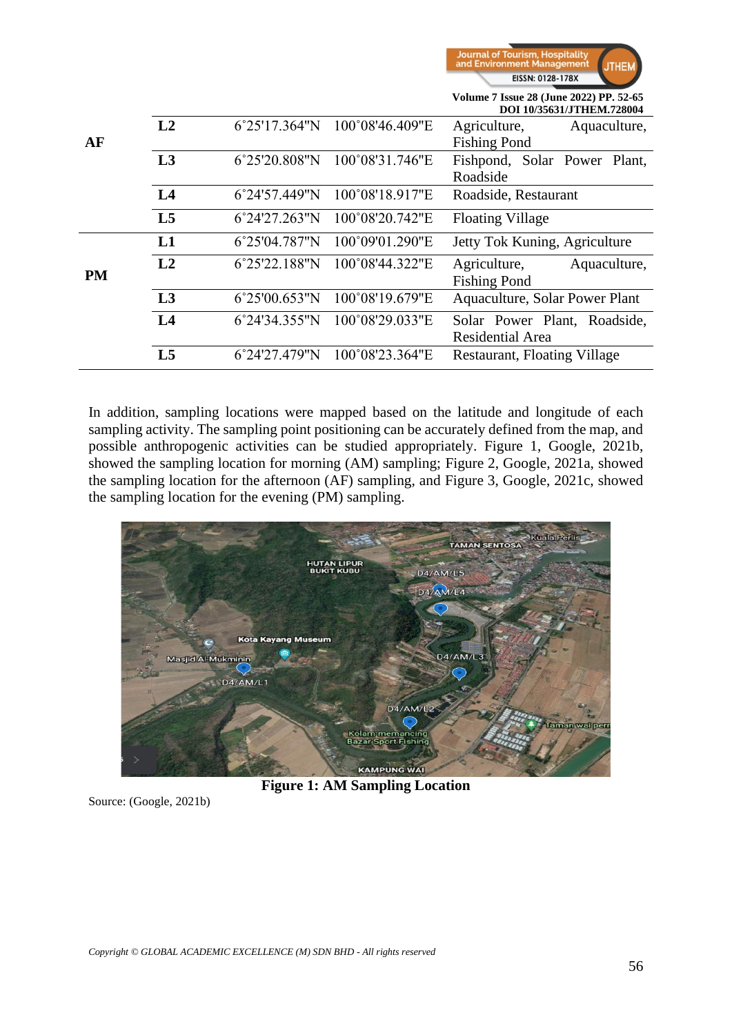| | | | | |
|---|---|---|---|---|
| **AF** | **L2** | 6˚25'17.364"N | 100˚08'46.409"E | Agriculture, Aquaculture, Fishing Pond |
| | **L3** | 6˚25'20.808"N | 100˚08'31.746"E | Fishpond, Solar Power Plant, Roadside |
| | **L4** | 6˚24'57.449"N | 100˚08'18.917"E | Roadside, Restaurant |
| | **L5** | 6˚24'27.263"N | 100˚08'20.742"E | Floating Village |
| **PM** | **L1** | 6˚25'04.787"N | 100˚09'01.290"E | Jetty Tok Kuning, Agriculture |
| | **L2** | 6˚25'22.188"N | 100˚08'44.322"E | Agriculture, Aquaculture, Fishing Pond |
| | **L3** | 6˚25'00.653"N | 100˚08'19.679"E | Aquaculture, Solar Power Plant |
| | **L4** | 6˚24'34.355"N | 100˚08'29.033"E | Solar Power Plant, Roadside, Residential Area |
| | **L5** | 6˚24'27.479"N | 100˚08'23.364"E | Restaurant, Floating Village |

In addition, sampling locations were mapped based on the latitude and longitude of each sampling activity. The sampling point positioning can be accurately defined from the map, and possible anthropogenic activities can be studied appropriately. Figure 1, Google, 2021b, showed the sampling location for morning (AM) sampling; Figure 2, Google, 2021a, showed the sampling location for the afternoon (AF) sampling, and Figure 3, Google, 2021c, showed the sampling location for the evening (PM) sampling.

**Figure 1: AM Sampling Location**

Source: (Google, 2021b)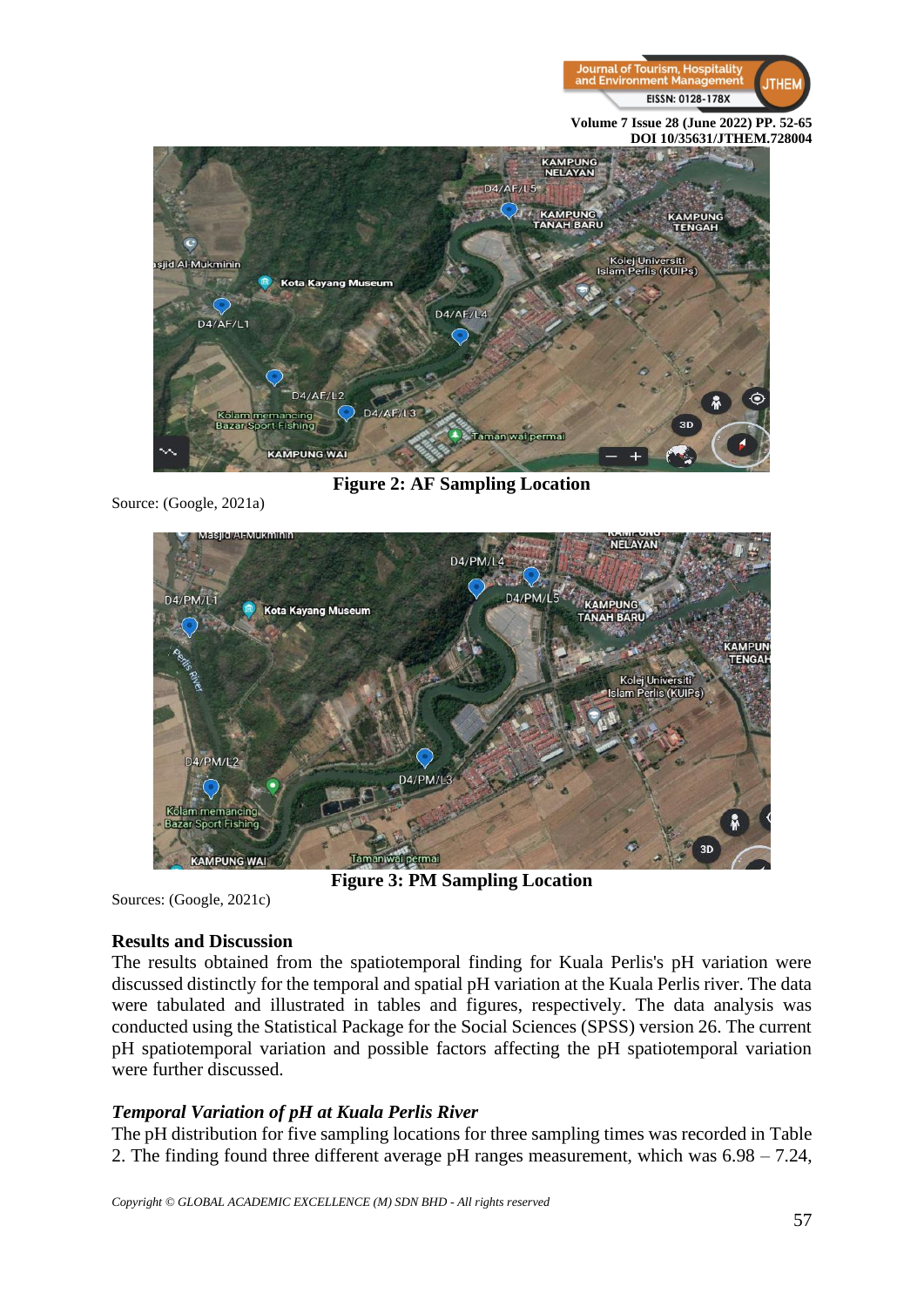**Figure 2: AF Sampling Location**

Source: (Google, 2021a)

**Figure 3: PM Sampling Location**

Sources: (Google, 2021c)

## Results and Discussion

The results obtained from the spatiotemporal finding for Kuala Perlis's pH variation were discussed distinctly for the temporal and spatial pH variation at the Kuala Perlis river. The data were tabulated and illustrated in tables and figures, respectively. The data analysis was conducted using the Statistical Package for the Social Sciences (SPSS) version 26. The current pH spatiotemporal variation and possible factors affecting the pH spatiotemporal variation were further discussed.

### *Temporal Variation of pH at Kuala Perlis River*

The pH distribution for five sampling locations for three sampling times was recorded in Table 2. The finding found three different average pH ranges measurement, which was 6.98 – 7.24,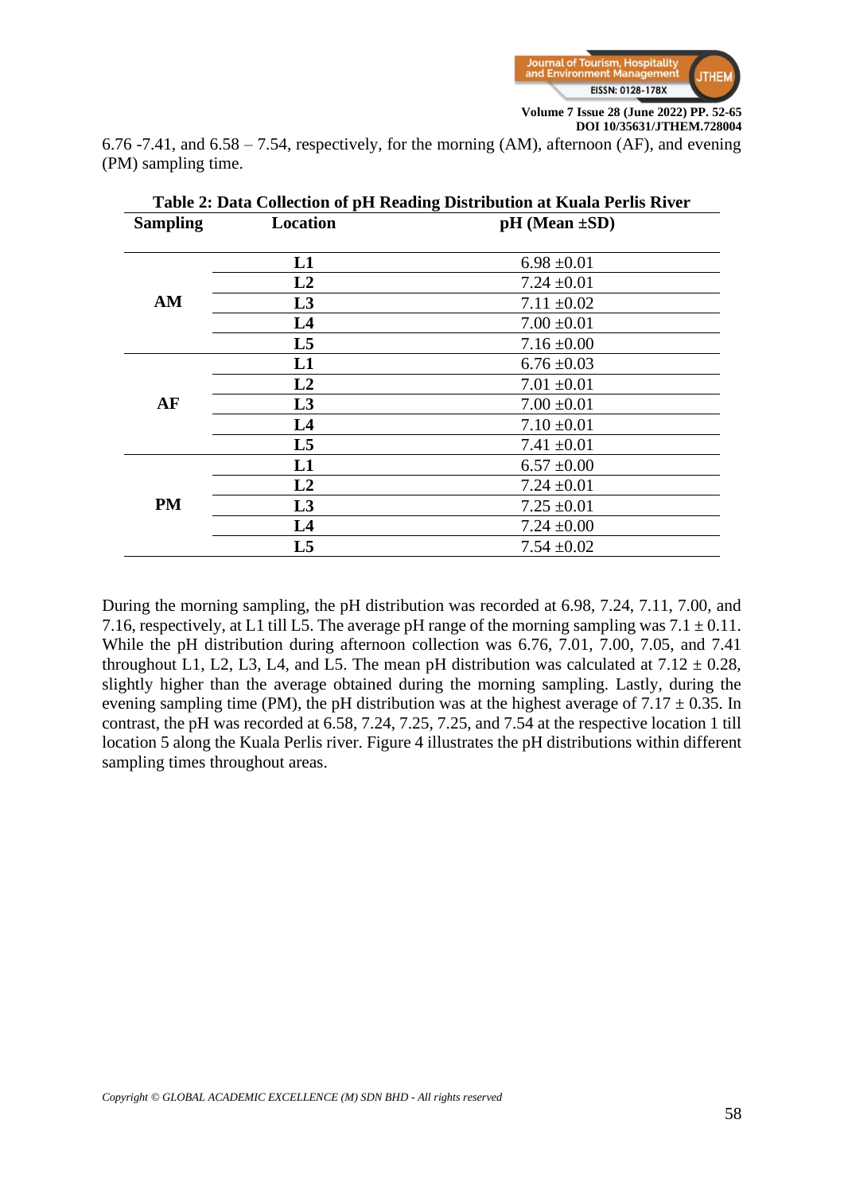6.76 -7.41, and 6.58 – 7.54, respectively, for the morning (AM), afternoon (AF), and evening (PM) sampling time.

**Table 2: Data Collection of pH Reading Distribution at Kuala Perlis River**

| Sampling | Location | pH (Mean ±SD) |
|---|---|---|
| AM | L1 | 6.98 ±0.01 |
| | L2 | 7.24 ±0.01 |
| | L3 | 7.11 ±0.02 |
| | L4 | 7.00 ±0.01 |
| | L5 | 7.16 ±0.00 |
| AF | L1 | 6.76 ±0.03 |
| | L2 | 7.01 ±0.01 |
| | L3 | 7.00 ±0.01 |
| | L4 | 7.10 ±0.01 |
| | L5 | 7.41 ±0.01 |
| PM | L1 | 6.57 ±0.00 |
| | L2 | 7.24 ±0.01 |
| | L3 | 7.25 ±0.01 |
| | L4 | 7.24 ±0.00 |
| | L5 | 7.54 ±0.02 |

During the morning sampling, the pH distribution was recorded at 6.98, 7.24, 7.11, 7.00, and 7.16, respectively, at L1 till L5. The average pH range of the morning sampling was 7.1 ± 0.11. While the pH distribution during afternoon collection was 6.76, 7.01, 7.00, 7.05, and 7.41 throughout L1, L2, L3, L4, and L5. The mean pH distribution was calculated at 7.12 ± 0.28, slightly higher than the average obtained during the morning sampling. Lastly, during the evening sampling time (PM), the pH distribution was at the highest average of 7.17 ± 0.35. In contrast, the pH was recorded at 6.58, 7.24, 7.25, 7.25, and 7.54 at the respective location 1 till location 5 along the Kuala Perlis river. Figure 4 illustrates the pH distributions within different sampling times throughout areas.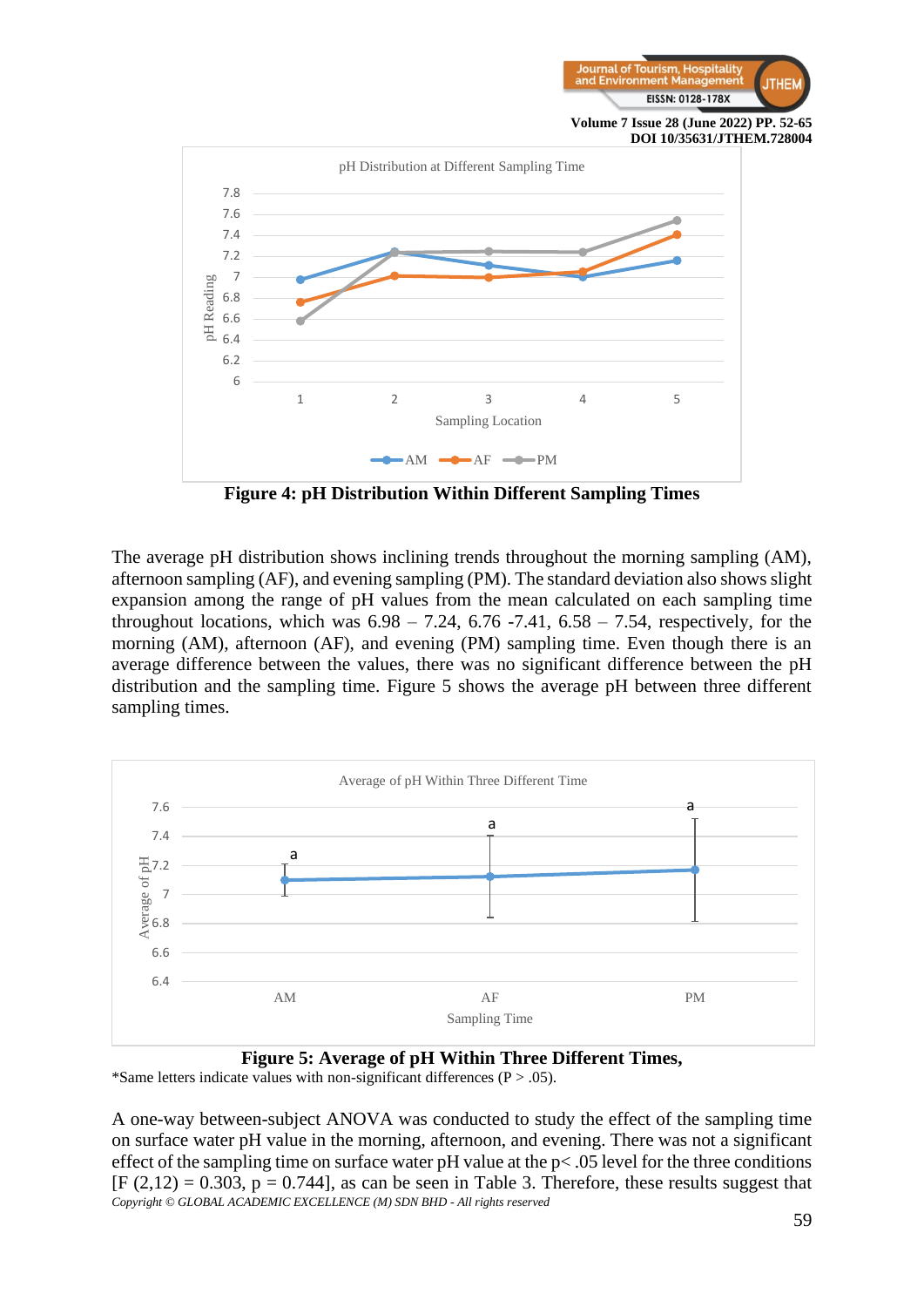**Figure 4: pH Distribution Within Different Sampling Times**

The average pH distribution shows inclining trends throughout the morning sampling (AM), afternoon sampling (AF), and evening sampling (PM). The standard deviation also shows slight expansion among the range of pH values from the mean calculated on each sampling time throughout locations, which was 6.98 – 7.24, 6.76 -7.41, 6.58 – 7.54, respectively, for the morning (AM), afternoon (AF), and evening (PM) sampling time. Even though there is an average difference between the values, there was no significant difference between the pH distribution and the sampling time. Figure 5 shows the average pH between three different sampling times.

**Figure 5: Average of pH Within Three Different Times,**

*Same letters indicate values with non-significant differences (P > .05).

A one-way between-subject ANOVA was conducted to study the effect of the sampling time on surface water pH value in the morning, afternoon, and evening. There was not a significant effect of the sampling time on surface water pH value at the $p < .05$ level for the three conditions [$F(2,12) = 0.303$, $p = 0.744$], as can be seen in Table 3. Therefore, these results suggest that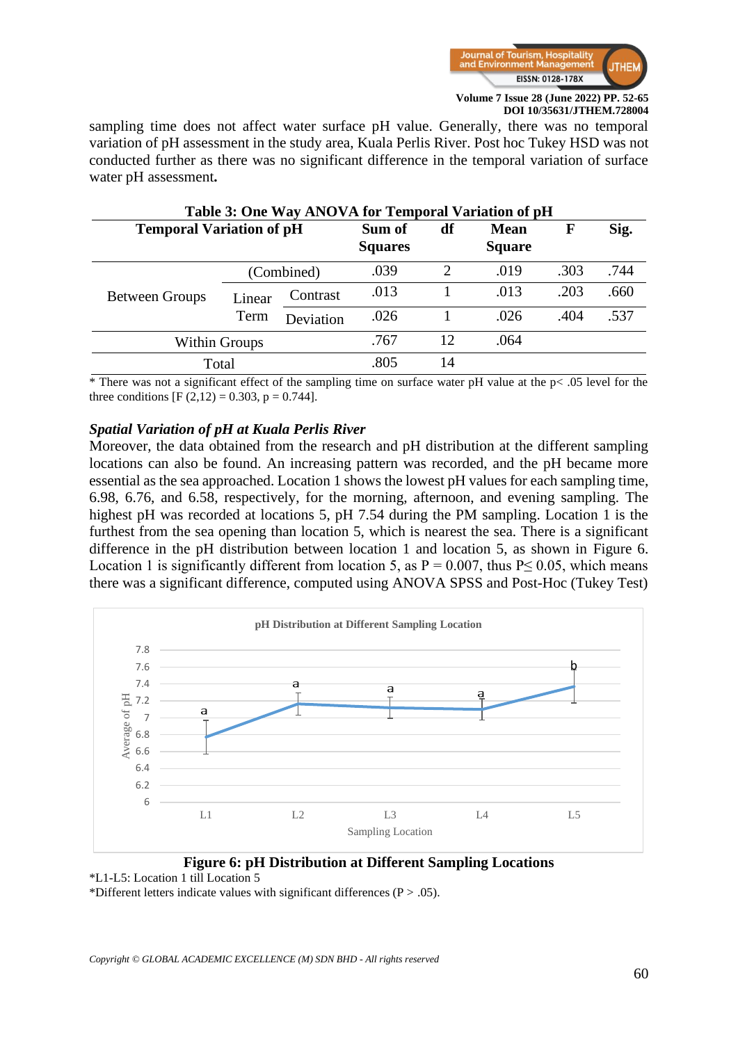sampling time does not affect water surface pH value. Generally, there was no temporal variation of pH assessment in the study area, Kuala Perlis River. Post hoc Tukey HSD was not conducted further as there was no significant difference in the temporal variation of surface water pH assessment**.**

**Table 3: One Way ANOVA for Temporal Variation of pH**

| **Temporal Variation of pH** | | | **Sum of Squares** | **df** | **Mean Square** | **F** | **Sig.** |
|---|---|---|---|---|---|---|---|
| Between Groups | (Combined) | | .039 | 2 | .019 | .303 | .744 |
| | Linear Term | Contrast | .013 | 1 | .013 | .203 | .660 |
| | | Deviation | .026 | 1 | .026 | .404 | .537 |
| Within Groups | | | .767 | 12 | .064 | | |
| Total | | | .805 | 14 | | | |

* There was not a significant effect of the sampling time on surface water pH value at the $p < .05$ level for the three conditions [$F(2,12) = 0.303$, $p = 0.744$].

### *Spatial Variation of pH at Kuala Perlis River*

Moreover, the data obtained from the research and pH distribution at the different sampling locations can also be found. An increasing pattern was recorded, and the pH became more essential as the sea approached. Location 1 shows the lowest pH values for each sampling time, 6.98, 6.76, and 6.58, respectively, for the morning, afternoon, and evening sampling. The highest pH was recorded at locations 5, pH 7.54 during the PM sampling. Location 1 is the furthest from the sea opening than location 5, which is nearest the sea. There is a significant difference in the pH distribution between location 1 and location 5, as shown in Figure 6. Location 1 is significantly different from location 5, as $P = 0.007$, thus $P \leq 0.05$, which means there was a significant difference, computed using ANOVA SPSS and Post-Hoc (Tukey Test)

**Figure 6: pH Distribution at Different Sampling Locations**

*L1-L5: Location 1 till Location 5

*Different letters indicate values with significant differences ($P > .05$).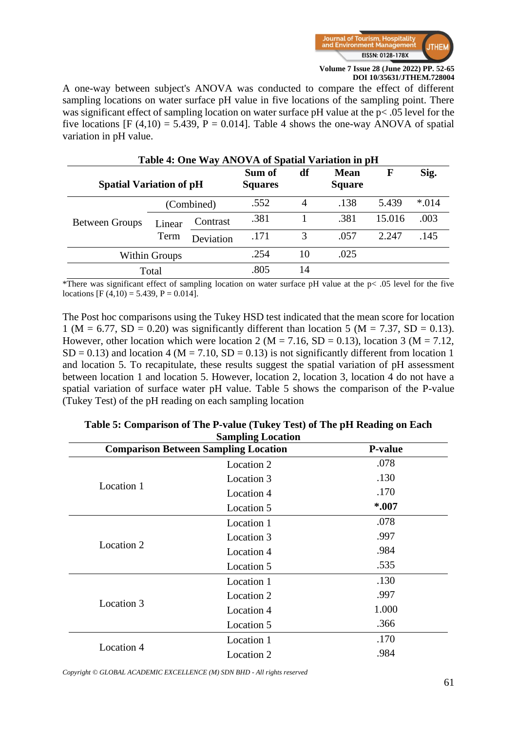A one-way between subject's ANOVA was conducted to compare the effect of different sampling locations on water surface pH value in five locations of the sampling point. There was significant effect of sampling location on water surface pH value at the $p< .05$ level for the five locations [$F (4,10) = 5.439$, $P = 0.014$]. Table 4 shows the one-way ANOVA of spatial variation in pH value.

**Table 4: One Way ANOVA of Spatial Variation in pH**

| Spatial Variation of pH | | | Sum of Squares | df | Mean Square | F | Sig. |
|---|---|---|---|---|---|---|---|
| Between Groups | (Combined) | | .552 | 4 | .138 | 5.439 | *.014 |
| | Linear Term | Contrast | .381 | 1 | .381 | 15.016 | .003 |
| | | Deviation | .171 | 3 | .057 | 2.247 | .145 |
| Within Groups | | | .254 | 10 | .025 | | |
| Total | | | .805 | 14 | | | |

*There was significant effect of sampling location on water surface pH value at the $p< .05$ level for the five locations [$F (4,10) = 5.439$, $P = 0.014$].

The Post hoc comparisons using the Tukey HSD test indicated that the mean score for location 1 (M = 6.77, SD = 0.20) was significantly different than location 5 (M = 7.37, SD = 0.13). However, other location which were location 2 (M = 7.16, SD = 0.13), location 3 (M = 7.12, SD = 0.13) and location 4 (M = 7.10, SD = 0.13) is not significantly different from location 1 and location 5. To recapitulate, these results suggest the spatial variation of pH assessment between location 1 and location 5. However, location 2, location 3, location 4 do not have a spatial variation of surface water pH value. Table 5 shows the comparison of the P-value (Tukey Test) of the pH reading on each sampling location

**Table 5: Comparison of The P-value (Tukey Test) of The pH Reading on Each Sampling Location**

| Comparison Between Sampling Location | | P-value |
|---|---|---|
| Location 1 | Location 2 | .078 |
| | Location 3 | .130 |
| | Location 4 | .170 |
| | Location 5 | **\*.007** |
| Location 2 | Location 1 | .078 |
| | Location 3 | .997 |
| | Location 4 | .984 |
| | Location 5 | .535 |
| Location 3 | Location 1 | .130 |
| | Location 2 | .997 |
| | Location 4 | 1.000 |
| | Location 5 | .366 |
| Location 4 | Location 1 | .170 |
| | Location 2 | .984 |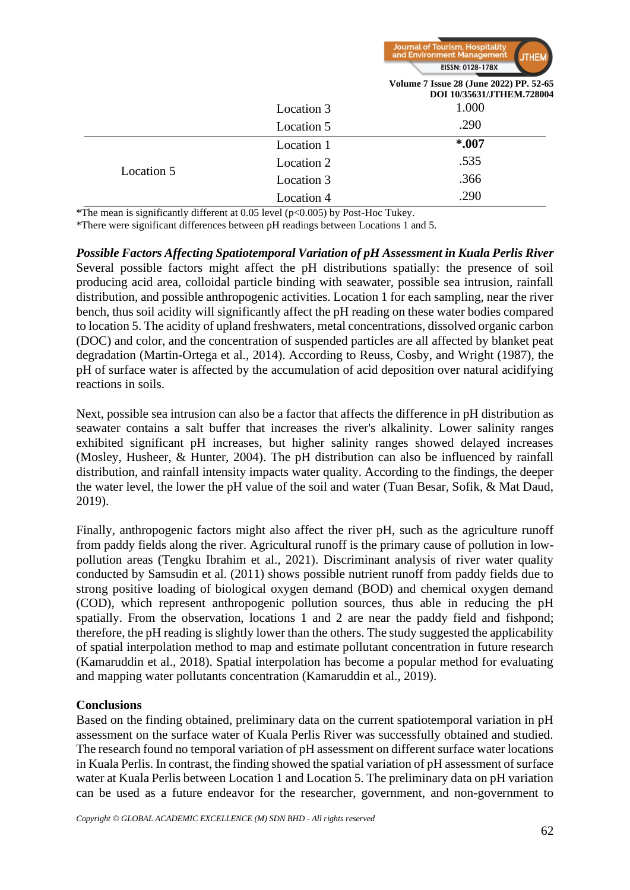| | | |
|---|---|---|
| | Location 3 | 1.000 |
| | Location 5 | .290 |
| Location 5 | Location 1 | ***.007** |
| | Location 2 | .535 |
| | Location 3 | .366 |
| | Location 4 | .290 |

*The mean is significantly different at 0.05 level (p<0.005) by Post-Hoc Tukey.
*There were significant differences between pH readings between Locations 1 and 5.

***Possible Factors Affecting Spatiotemporal Variation of pH Assessment in Kuala Perlis River***

Several possible factors might affect the pH distributions spatially: the presence of soil producing acid area, colloidal particle binding with seawater, possible sea intrusion, rainfall distribution, and possible anthropogenic activities. Location 1 for each sampling, near the river bench, thus soil acidity will significantly affect the pH reading on these water bodies compared to location 5. The acidity of upland freshwaters, metal concentrations, dissolved organic carbon (DOC) and color, and the concentration of suspended particles are all affected by blanket peat degradation (Martin-Ortega et al., 2014). According to Reuss, Cosby, and Wright (1987), the pH of surface water is affected by the accumulation of acid deposition over natural acidifying reactions in soils.

Next, possible sea intrusion can also be a factor that affects the difference in pH distribution as seawater contains a salt buffer that increases the river's alkalinity. Lower salinity ranges exhibited significant pH increases, but higher salinity ranges showed delayed increases (Mosley, Husheer, & Hunter, 2004). The pH distribution can also be influenced by rainfall distribution, and rainfall intensity impacts water quality. According to the findings, the deeper the water level, the lower the pH value of the soil and water (Tuan Besar, Sofik, & Mat Daud, 2019).

Finally, anthropogenic factors might also affect the river pH, such as the agriculture runoff from paddy fields along the river. Agricultural runoff is the primary cause of pollution in low-pollution areas (Tengku Ibrahim et al., 2021). Discriminant analysis of river water quality conducted by Samsudin et al. (2011) shows possible nutrient runoff from paddy fields due to strong positive loading of biological oxygen demand (BOD) and chemical oxygen demand (COD), which represent anthropogenic pollution sources, thus able in reducing the pH spatially. From the observation, locations 1 and 2 are near the paddy field and fishpond; therefore, the pH reading is slightly lower than the others. The study suggested the applicability of spatial interpolation method to map and estimate pollutant concentration in future research (Kamaruddin et al., 2018). Spatial interpolation has become a popular method for evaluating and mapping water pollutants concentration (Kamaruddin et al., 2019).

## Conclusions

Based on the finding obtained, preliminary data on the current spatiotemporal variation in pH assessment on the surface water of Kuala Perlis River was successfully obtained and studied. The research found no temporal variation of pH assessment on different surface water locations in Kuala Perlis. In contrast, the finding showed the spatial variation of pH assessment of surface water at Kuala Perlis between Location 1 and Location 5. The preliminary data on pH variation can be used as a future endeavor for the researcher, government, and non-government to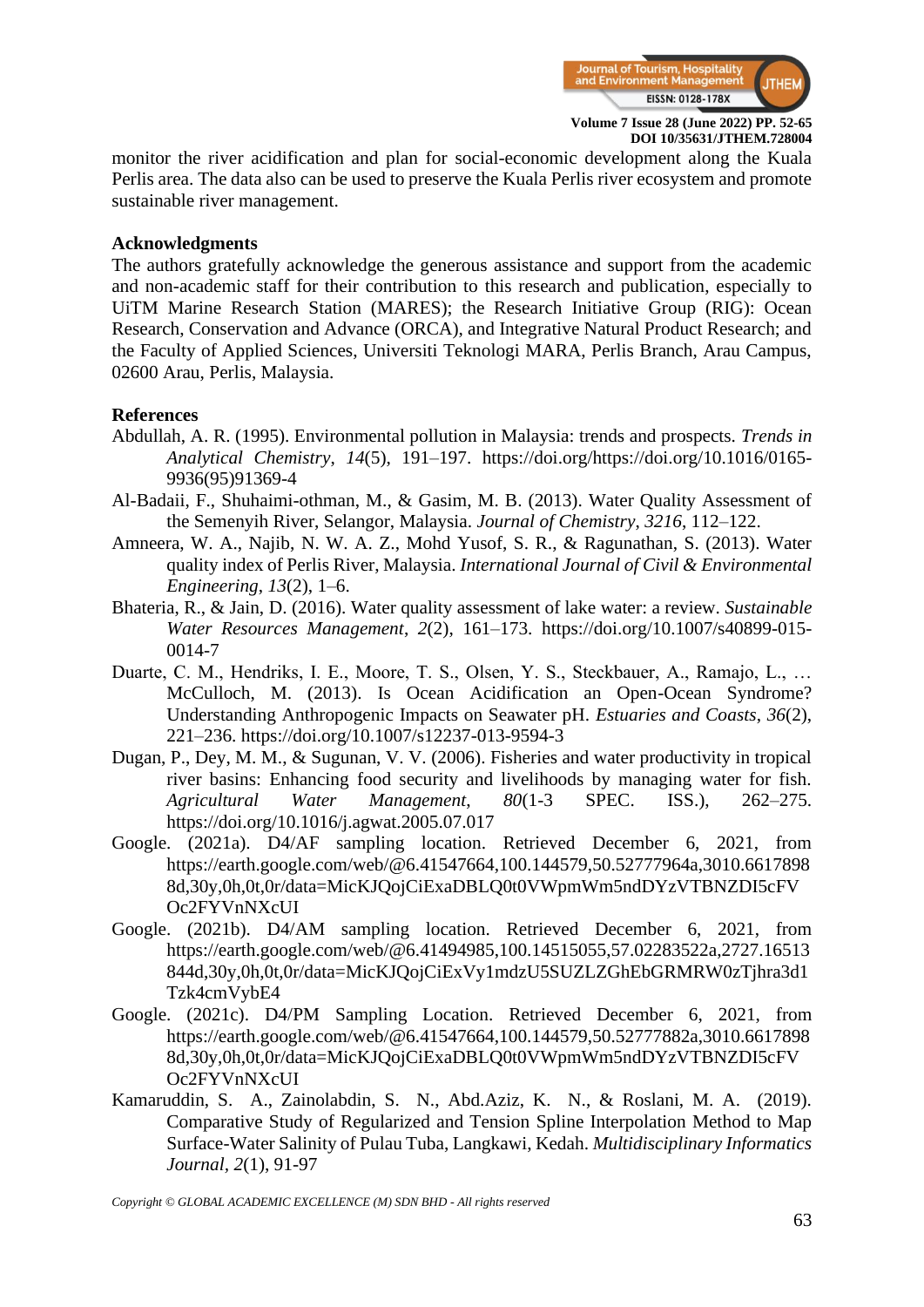monitor the river acidification and plan for social-economic development along the Kuala Perlis area. The data also can be used to preserve the Kuala Perlis river ecosystem and promote sustainable river management.

## Acknowledgments

The authors gratefully acknowledge the generous assistance and support from the academic and non-academic staff for their contribution to this research and publication, especially to UiTM Marine Research Station (MARES); the Research Initiative Group (RIG): Ocean Research, Conservation and Advance (ORCA), and Integrative Natural Product Research; and the Faculty of Applied Sciences, Universiti Teknologi MARA, Perlis Branch, Arau Campus, 02600 Arau, Perlis, Malaysia.

## References

Abdullah, A. R. (1995). Environmental pollution in Malaysia: trends and prospects. *Trends in Analytical Chemistry*, *14*(5), 191–197. https://doi.org/https://doi.org/10.1016/0165-9936(95)91369-4

Al-Badaii, F., Shuhaimi-othman, M., & Gasim, M. B. (2013). Water Quality Assessment of the Semenyih River, Selangor, Malaysia. *Journal of Chemistry*, *3216*, 112–122.

Amneera, W. A., Najib, N. W. A. Z., Mohd Yusof, S. R., & Ragunathan, S. (2013). Water quality index of Perlis River, Malaysia. *International Journal of Civil & Environmental Engineering*, *13*(2), 1–6.

Bhateria, R., & Jain, D. (2016). Water quality assessment of lake water: a review. *Sustainable Water Resources Management*, *2*(2), 161–173. https://doi.org/10.1007/s40899-015-0014-7

Duarte, C. M., Hendriks, I. E., Moore, T. S., Olsen, Y. S., Steckbauer, A., Ramajo, L., … McCulloch, M. (2013). Is Ocean Acidification an Open-Ocean Syndrome? Understanding Anthropogenic Impacts on Seawater pH. *Estuaries and Coasts*, *36*(2), 221–236. https://doi.org/10.1007/s12237-013-9594-3

Dugan, P., Dey, M. M., & Sugunan, V. V. (2006). Fisheries and water productivity in tropical river basins: Enhancing food security and livelihoods by managing water for fish. *Agricultural Water Management*, *80*(1-3 SPEC. ISS.), 262–275. https://doi.org/10.1016/j.agwat.2005.07.017

Google. (2021a). D4/AF sampling location. Retrieved December 6, 2021, from https://earth.google.com/web/@6.41547664,100.144579,50.52777964a,3010.66178988d,30y,0h,0t,0r/data=MicKJQojCiExaDBLQ0t0VWpmWm5ndDYzVTBNZDI5cFVOc2FYVnNXcUI

Google. (2021b). D4/AM sampling location. Retrieved December 6, 2021, from https://earth.google.com/web/@6.41494985,100.14515055,57.02283522a,2727.16513844d,30y,0h,0t,0r/data=MicKJQojCiExVy1mdzU5SUZLZGhEbGRMRW0zTjhra3d1Tzk4cmVybE4

Google. (2021c). D4/PM Sampling Location. Retrieved December 6, 2021, from https://earth.google.com/web/@6.41547664,100.144579,50.52777882a,3010.66178988d,30y,0h,0t,0r/data=MicKJQojCiExaDBLQ0t0VWpmWm5ndDYzVTBNZDI5cFVOc2FYVnNXcUI

Kamaruddin, S. A., Zainolabdin, S. N., Abd.Aziz, K. N., & Roslani, M. A. (2019). Comparative Study of Regularized and Tension Spline Interpolation Method to Map Surface-Water Salinity of Pulau Tuba, Langkawi, Kedah. *Multidisciplinary Informatics Journal*, *2*(1), 91-97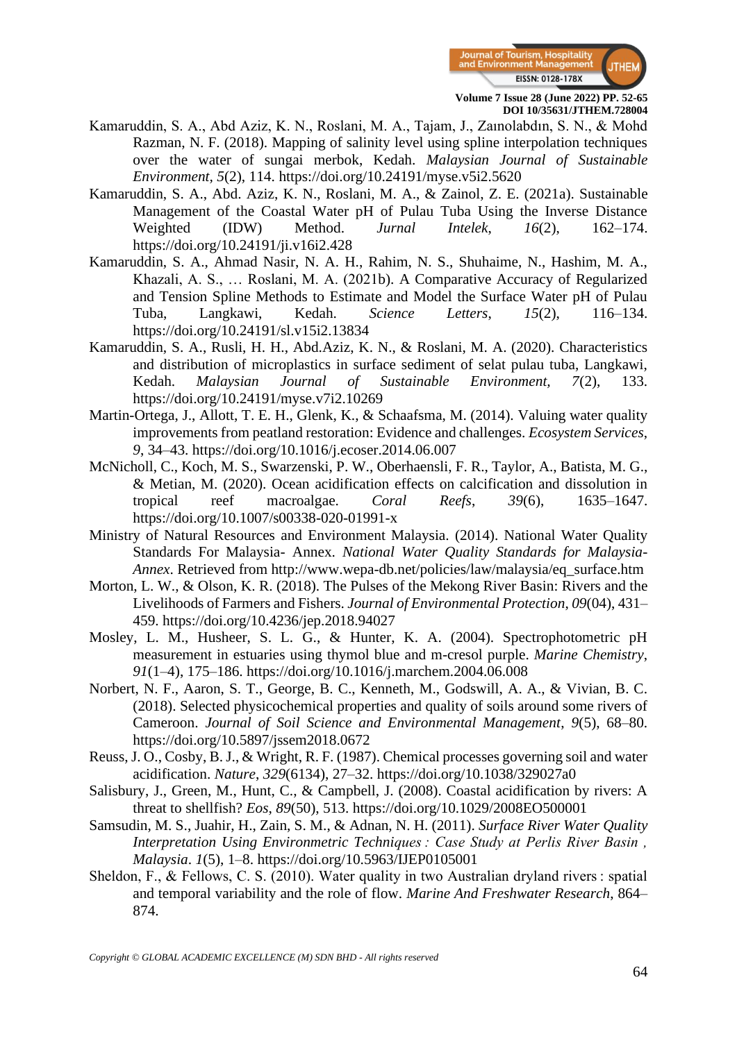Kamaruddin, S. A., Abd Aziz, K. N., Roslani, M. A., Tajam, J., Zaınolabdın, S. N., & Mohd Razman, N. F. (2018). Mapping of salinity level using spline interpolation techniques over the water of sungai merbok, Kedah. *Malaysian Journal of Sustainable Environment*, *5*(2), 114. https://doi.org/10.24191/myse.v5i2.5620

Kamaruddin, S. A., Abd. Aziz, K. N., Roslani, M. A., & Zainol, Z. E. (2021a). Sustainable Management of the Coastal Water pH of Pulau Tuba Using the Inverse Distance Weighted (IDW) Method. *Jurnal Intelek*, *16*(2), 162–174. https://doi.org/10.24191/ji.v16i2.428

Kamaruddin, S. A., Ahmad Nasir, N. A. H., Rahim, N. S., Shuhaime, N., Hashim, M. A., Khazali, A. S., … Roslani, M. A. (2021b). A Comparative Accuracy of Regularized and Tension Spline Methods to Estimate and Model the Surface Water pH of Pulau Tuba, Langkawi, Kedah. *Science Letters*, *15*(2), 116–134. https://doi.org/10.24191/sl.v15i2.13834

Kamaruddin, S. A., Rusli, H. H., Abd.Aziz, K. N., & Roslani, M. A. (2020). Characteristics and distribution of microplastics in surface sediment of selat pulau tuba, Langkawi, Kedah. *Malaysian Journal of Sustainable Environment*, *7*(2), 133. https://doi.org/10.24191/myse.v7i2.10269

Martin-Ortega, J., Allott, T. E. H., Glenk, K., & Schaafsma, M. (2014). Valuing water quality improvements from peatland restoration: Evidence and challenges. *Ecosystem Services*, *9*, 34–43. https://doi.org/10.1016/j.ecoser.2014.06.007

McNicholl, C., Koch, M. S., Swarzenski, P. W., Oberhaensli, F. R., Taylor, A., Batista, M. G., & Metian, M. (2020). Ocean acidification effects on calcification and dissolution in tropical reef macroalgae. *Coral Reefs*, *39*(6), 1635–1647. https://doi.org/10.1007/s00338-020-01991-x

Ministry of Natural Resources and Environment Malaysia. (2014). National Water Quality Standards For Malaysia- Annex. *National Water Quality Standards for Malaysia-Annex*. Retrieved from http://www.wepa-db.net/policies/law/malaysia/eq_surface.htm

Morton, L. W., & Olson, K. R. (2018). The Pulses of the Mekong River Basin: Rivers and the Livelihoods of Farmers and Fishers. *Journal of Environmental Protection*, *09*(04), 431–459. https://doi.org/10.4236/jep.2018.94027

Mosley, L. M., Husheer, S. L. G., & Hunter, K. A. (2004). Spectrophotometric pH measurement in estuaries using thymol blue and m-cresol purple. *Marine Chemistry*, *91*(1–4), 175–186. https://doi.org/10.1016/j.marchem.2004.06.008

Norbert, N. F., Aaron, S. T., George, B. C., Kenneth, M., Godswill, A. A., & Vivian, B. C. (2018). Selected physicochemical properties and quality of soils around some rivers of Cameroon. *Journal of Soil Science and Environmental Management*, *9*(5), 68–80. https://doi.org/10.5897/jssem2018.0672

Reuss, J. O., Cosby, B. J., & Wright, R. F. (1987). Chemical processes governing soil and water acidification. *Nature*, *329*(6134), 27–32. https://doi.org/10.1038/329027a0

Salisbury, J., Green, M., Hunt, C., & Campbell, J. (2008). Coastal acidification by rivers: A threat to shellfish? *Eos*, *89*(50), 513. https://doi.org/10.1029/2008EO500001

Samsudin, M. S., Juahir, H., Zain, S. M., & Adnan, N. H. (2011). *Surface River Water Quality Interpretation Using Environmetric Techniques : Case Study at Perlis River Basin , Malaysia*. *1*(5), 1–8. https://doi.org/10.5963/IJEP0105001

Sheldon, F., & Fellows, C. S. (2010). Water quality in two Australian dryland rivers : spatial and temporal variability and the role of flow. *Marine And Freshwater Research*, 864–874.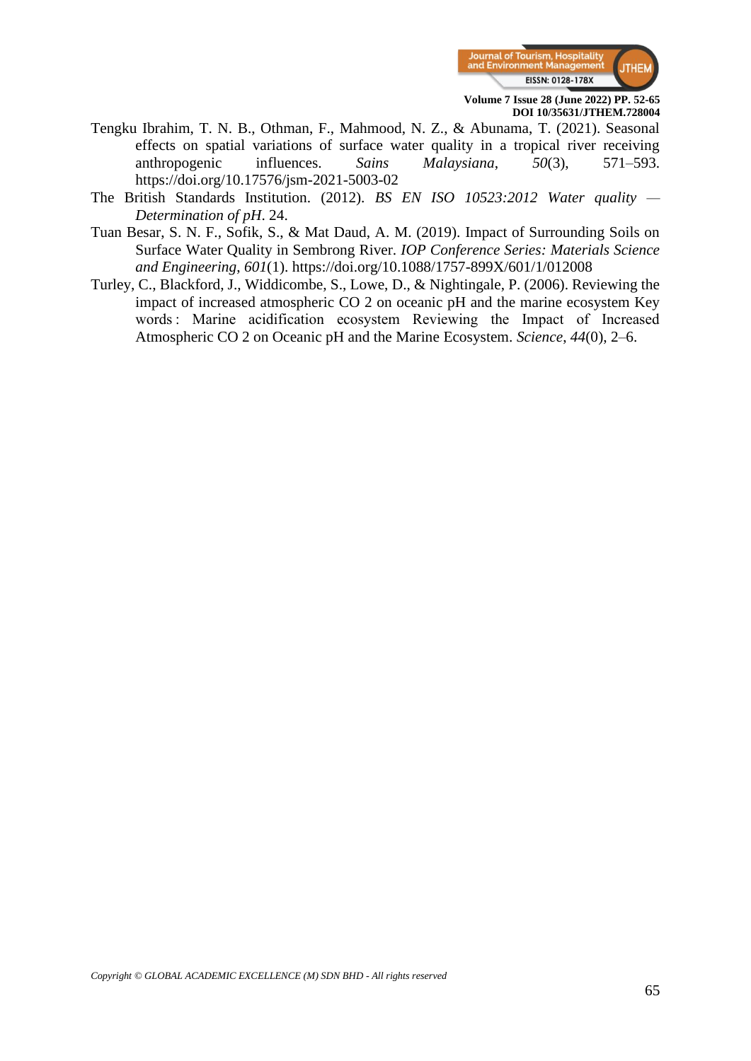Tengku Ibrahim, T. N. B., Othman, F., Mahmood, N. Z., & Abunama, T. (2021). Seasonal effects on spatial variations of surface water quality in a tropical river receiving anthropogenic influences. *Sains Malaysiana*, *50*(3), 571–593. https://doi.org/10.17576/jsm-2021-5003-02

The British Standards Institution. (2012). *BS EN ISO 10523:2012 Water quality — Determination of pH*. 24.

Tuan Besar, S. N. F., Sofik, S., & Mat Daud, A. M. (2019). Impact of Surrounding Soils on Surface Water Quality in Sembrong River. *IOP Conference Series: Materials Science and Engineering*, *601*(1). https://doi.org/10.1088/1757-899X/601/1/012008

Turley, C., Blackford, J., Widdicombe, S., Lowe, D., & Nightingale, P. (2006). Reviewing the impact of increased atmospheric CO 2 on oceanic pH and the marine ecosystem Key words : Marine acidification ecosystem Reviewing the Impact of Increased Atmospheric CO 2 on Oceanic pH and the Marine Ecosystem. *Science*, *44*(0), 2–6.